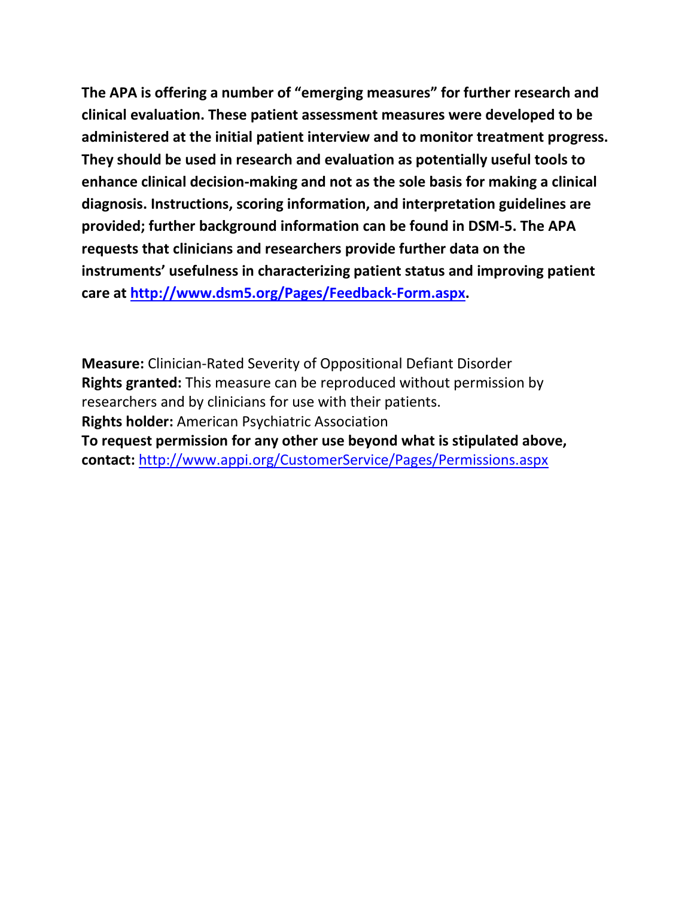**The APA is offering a number of "emerging measures" for further research and clinical evaluation. These patient assessment measures were developed to be administered at the initial patient interview and to monitor treatment progress. They should be used in research and evaluation as potentially useful tools to enhance clinical decision-making and not as the sole basis for making a clinical diagnosis. Instructions, scoring information, and interpretation guidelines are provided; further background information can be found in DSM-5. The APA requests that clinicians and researchers provide further data on the instruments' usefulness in characterizing patient status and improving patient care at [http://www.dsm5.org/Pages/Feedback-Form.aspx](http://www.dsm5.org/Pages/Feedback-Form.aspx).**

**Measure:** Clinician-Rated Severity of Oppositional Defiant Disorder
**Rights granted:** This measure can be reproduced without permission by researchers and by clinicians for use with their patients.
**Rights holder:** American Psychiatric Association
**To request permission for any other use beyond what is stipulated above, contact:** [http://www.appi.org/CustomerService/Pages/Permissions.aspx](http://www.appi.org/CustomerService/Pages/Permissions.aspx)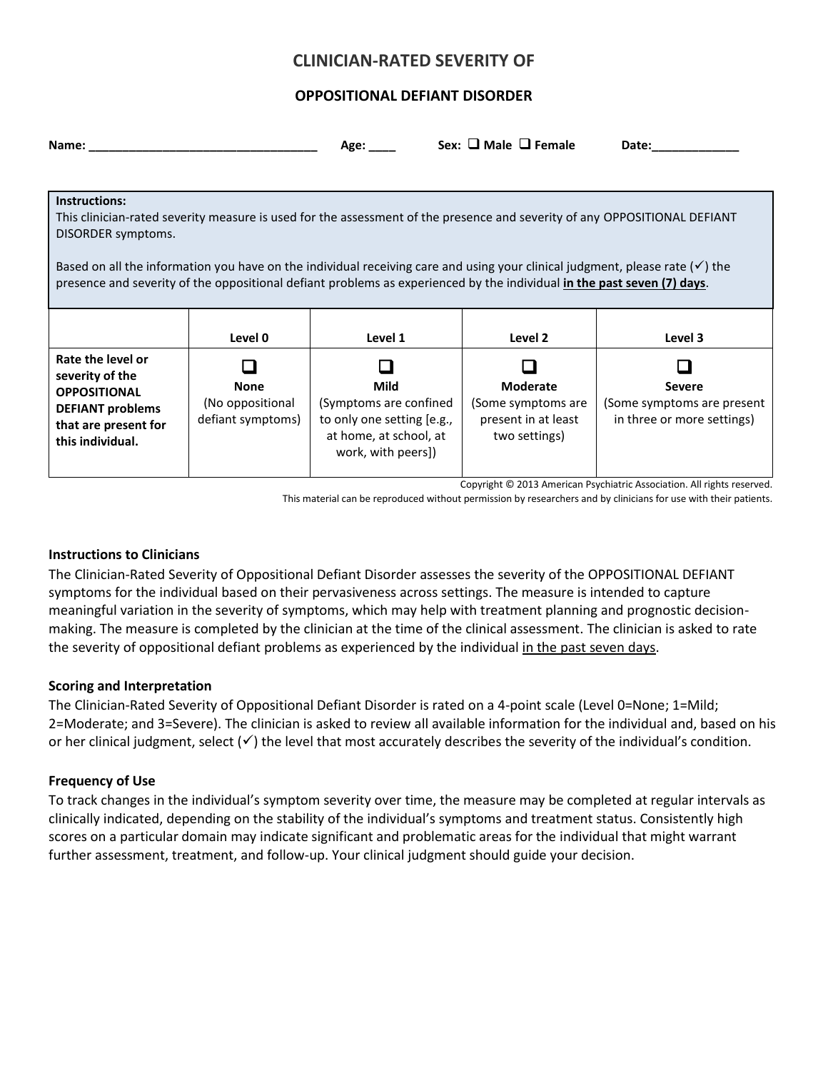# CLINICIAN-RATED SEVERITY OF

## OPPOSITIONAL DEFIANT DISORDER

**Name:** ________________________________ **Age:** ____ **Sex:** ❑ **Male** ❑ **Female** **Date:**_____________

**Instructions:**
This clinician-rated severity measure is used for the assessment of the presence and severity of any OPPOSITIONAL DEFIANT DISORDER symptoms.

Based on all the information you have on the individual receiving care and using your clinical judgment, please rate (✓) the presence and severity of the oppositional defiant problems as experienced by the individual **in the past seven (7) days**.

| | Level 0 | Level 1 | Level 2 | Level 3 |
|---|---|---|---|---|
| **Rate the level or severity of the OPPOSITIONAL DEFIANT problems that are present for this individual.** | ❑ **None** (No oppositional defiant symptoms) | ❑ **Mild** (Symptoms are confined to only one setting [e.g., at home, at school, at work, with peers]) | ❑ **Moderate** (Some symptoms are present in at least two settings) | ❑ **Severe** (Some symptoms are present in three or more settings) |

Copyright © 2013 American Psychiatric Association. All rights reserved.
This material can be reproduced without permission by researchers and by clinicians for use with their patients.

### Instructions to Clinicians

The Clinician-Rated Severity of Oppositional Defiant Disorder assesses the severity of the OPPOSITIONAL DEFIANT symptoms for the individual based on their pervasiveness across settings. The measure is intended to capture meaningful variation in the severity of symptoms, which may help with treatment planning and prognostic decision-making. The measure is completed by the clinician at the time of the clinical assessment. The clinician is asked to rate the severity of oppositional defiant problems as experienced by the individual in the past seven days.

### Scoring and Interpretation

The Clinician-Rated Severity of Oppositional Defiant Disorder is rated on a 4-point scale (Level 0=None; 1=Mild; 2=Moderate; and 3=Severe). The clinician is asked to review all available information for the individual and, based on his or her clinical judgment, select (✓) the level that most accurately describes the severity of the individual's condition.

### Frequency of Use

To track changes in the individual's symptom severity over time, the measure may be completed at regular intervals as clinically indicated, depending on the stability of the individual's symptoms and treatment status. Consistently high scores on a particular domain may indicate significant and problematic areas for the individual that might warrant further assessment, treatment, and follow-up. Your clinical judgment should guide your decision.